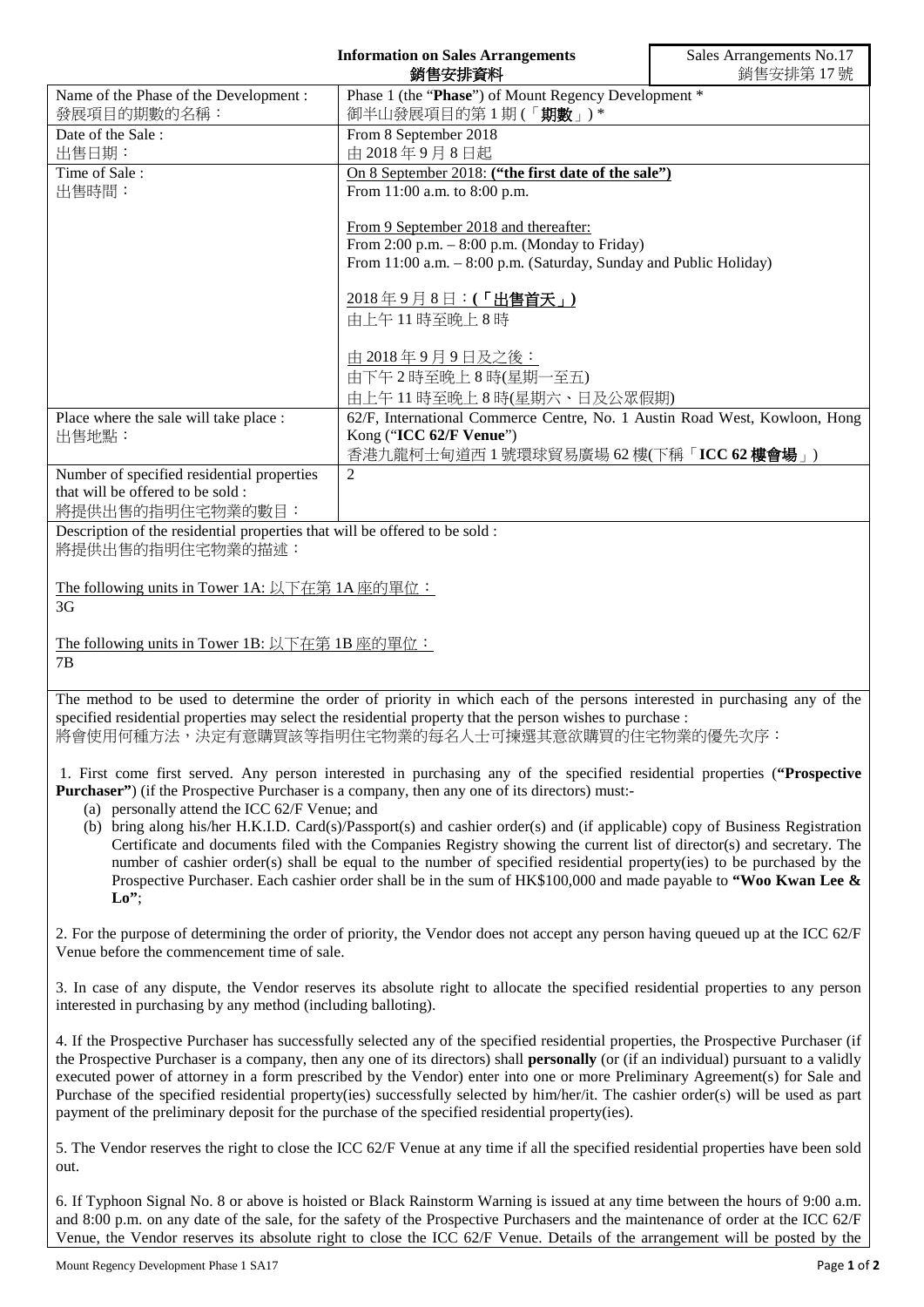# Information on Sales Arrangements
# 銷售安排資料

Sales Arrangements No.17
銷售安排第 17 號

| Name of the Phase of the Development : 發展項目的期數的名稱： | Phase 1 (the "**Phase**") of Mount Regency Development * 御半山發展項目的第 1 期 (「**期數**」) * |
|---|---|
| Date of the Sale : 出售日期： | From 8 September 2018 由 2018 年 9 月 8 日起 |
| Time of Sale : 出售時間： | <u>On 8 September 2018:</u> **<u>("the first date of the sale")</u>**<br>From 11:00 a.m. to 8:00 p.m.<br><br><u>From 9 September 2018 and thereafter:</u><br>From 2:00 p.m. – 8:00 p.m. (Monday to Friday)<br>From 11:00 a.m. – 8:00 p.m. (Saturday, Sunday and Public Holiday)<br><br><u>2018 年 9 月 8 日：</u>**<u>(「出售首天」)</u>**<br>由上午 11 時至晚上 8 時<br><br><u>由 2018 年 9 月 9 日及之後：</u><br>由下午 2 時至晚上 8 時(星期一至五)<br>由上午 11 時至晚上 8 時(星期六、日及公眾假期) |
| Place where the sale will take place : 出售地點： | 62/F, International Commerce Centre, No. 1 Austin Road West, Kowloon, Hong Kong ("**ICC 62/F Venue**")<br>香港九龍柯士甸道西 1 號環球貿易廣場 62 樓(下稱「**ICC 62 樓會場**」) |
| Number of specified residential properties that will be offered to be sold : 將提供出售的指明住宅物業的數目： | 2 |

Description of the residential properties that will be offered to be sold :
將提供出售的指明住宅物業的描述：

<u>The following units in Tower 1A: 以下在第 1A 座的單位：</u>
3G

<u>The following units in Tower 1B: 以下在第 1B 座的單位：</u>
7B

The method to be used to determine the order of priority in which each of the persons interested in purchasing any of the specified residential properties may select the residential property that the person wishes to purchase :
將會使用何種方法，決定有意購買該等指明住宅物業的每名人士可揀選其意欲購買的住宅物業的優先次序：

1. First come first served. Any person interested in purchasing any of the specified residential properties (**"Prospective Purchaser"**) (if the Prospective Purchaser is a company, then any one of its directors) must:-
   (a) personally attend the ICC 62/F Venue; and
   (b) bring along his/her H.K.I.D. Card(s)/Passport(s) and cashier order(s) and (if applicable) copy of Business Registration Certificate and documents filed with the Companies Registry showing the current list of director(s) and secretary. The number of cashier order(s) shall be equal to the number of specified residential property(ies) to be purchased by the Prospective Purchaser. Each cashier order shall be in the sum of HK$100,000 and made payable to **"Woo Kwan Lee & Lo"**;

2. For the purpose of determining the order of priority, the Vendor does not accept any person having queued up at the ICC 62/F Venue before the commencement time of sale.

3. In case of any dispute, the Vendor reserves its absolute right to allocate the specified residential properties to any person interested in purchasing by any method (including balloting).

4. If the Prospective Purchaser has successfully selected any of the specified residential properties, the Prospective Purchaser (if the Prospective Purchaser is a company, then any one of its directors) shall **personally** (or (if an individual) pursuant to a validly executed power of attorney in a form prescribed by the Vendor) enter into one or more Preliminary Agreement(s) for Sale and Purchase of the specified residential property(ies) successfully selected by him/her/it. The cashier order(s) will be used as part payment of the preliminary deposit for the purchase of the specified residential property(ies).

5. The Vendor reserves the right to close the ICC 62/F Venue at any time if all the specified residential properties have been sold out.

6. If Typhoon Signal No. 8 or above is hoisted or Black Rainstorm Warning is issued at any time between the hours of 9:00 a.m. and 8:00 p.m. on any date of the sale, for the safety of the Prospective Purchasers and the maintenance of order at the ICC 62/F Venue, the Vendor reserves its absolute right to close the ICC 62/F Venue. Details of the arrangement will be posted by the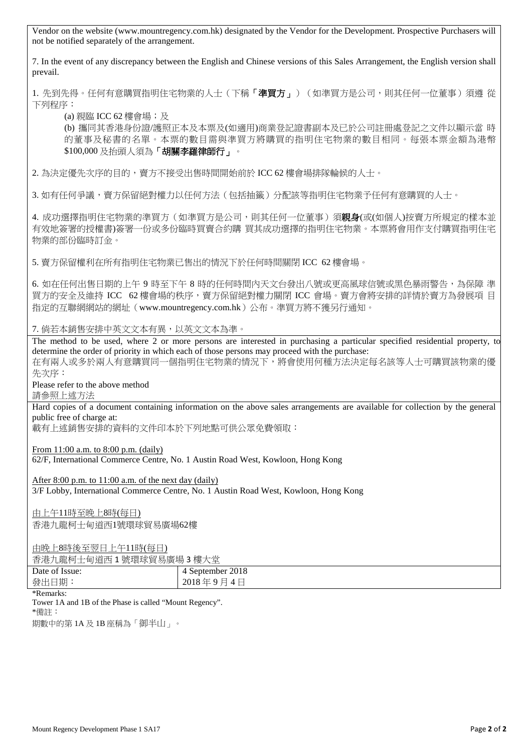Vendor on the website (www.mountregency.com.hk) designated by the Vendor for the Development. Prospective Purchasers will not be notified separately of the arrangement.

7. In the event of any discrepancy between the English and Chinese versions of this Sales Arrangement, the English version shall prevail.

1. 先到先得。任何有意購買指明住宅物業的人士（下稱**「準買方」**）（如準買方是公司，則其任何一位董事）須遵 從下列程序：

(a) 親臨 ICC 62 樓會場；及

(b) 攜同其香港身份證/護照正本及本票及(如適用)商業登記證書副本及已於公司註冊處登記之文件以顯示當 時的董事及秘書的名單。本票的數目需與準買方將購買的指明住宅物業的數目相同。每張本票金額為港幣 $100,000 及抬頭人須為**「胡關李羅律師行」**。

2. 為決定優先次序的目的，賣方不接受出售時間開始前於 ICC 62 樓會場排隊輪候的人士。

3. 如有任何爭議，賣方保留絕對權力以任何方法（包括抽籤）分配該等指明住宅物業予任何有意購買的人士。

4. 成功選擇指明住宅物業的準買方（如準買方是公司，則其任何一位董事）須**親身**(或(如個人)按賣方所規定的樣本並有效地簽署的授權書)簽署一份或多份臨時買賣合約購 買其成功選擇的指明住宅物業。本票將會用作支付購買指明住宅物業的部份臨時訂金。

5. 賣方保留權利在所有指明住宅物業已售出的情況下於任何時間關閉 ICC 62 樓會場。

6. 如在任何出售日期的上午 9 時至下午 8 時的任何時間內天文台發出八號或更高風球信號或黑色暴雨警告，為保障 準買方的安全及維持 ICC 62 樓會場的秩序，賣方保留絕對權力關閉 ICC 會場。賣方會將安排的詳情於賣方為發展項 目指定的互聯網網站的網址（www.mountregency.com.hk）公布。準買方將不獲另行通知。

7. 倘若本銷售安排中英文文本有異，以英文文本為準。

The method to be used, where 2 or more persons are interested in purchasing a particular specified residential property, to determine the order of priority in which each of those persons may proceed with the purchase:
在有兩人或多於兩人有意購買同一個指明住宅物業的情況下，將會使用何種方法決定每名該等人士可購買該物業的優先次序：

Please refer to the above method
請參照上述方法

Hard copies of a document containing information on the above sales arrangements are available for collection by the general public free of charge at:
載有上述銷售安排的資料的文件印本於下列地點可供公眾免費領取：

From 11:00 a.m. to 8:00 p.m. (daily)
62/F, International Commerce Centre, No. 1 Austin Road West, Kowloon, Hong Kong

After 8:00 p.m. to 11:00 a.m. of the next day (daily)
3/F Lobby, International Commerce Centre, No. 1 Austin Road West, Kowloon, Hong Kong

由上午11時至晚上8時(每日)
香港九龍柯士甸道西1號環球貿易廣場62樓

由晚上8時後至翌日上午11時(每日)
香港九龍柯士甸道西 1 號環球貿易廣場 3 樓大堂

| | |
|---|---|
| Date of Issue:<br>發出日期： | 4 September 2018<br>2018 年 9 月 4 日 |

*Remarks:
Tower 1A and 1B of the Phase is called "Mount Regency".
*備註：
期數中的第 1A 及 1B 座稱為「御半山」。